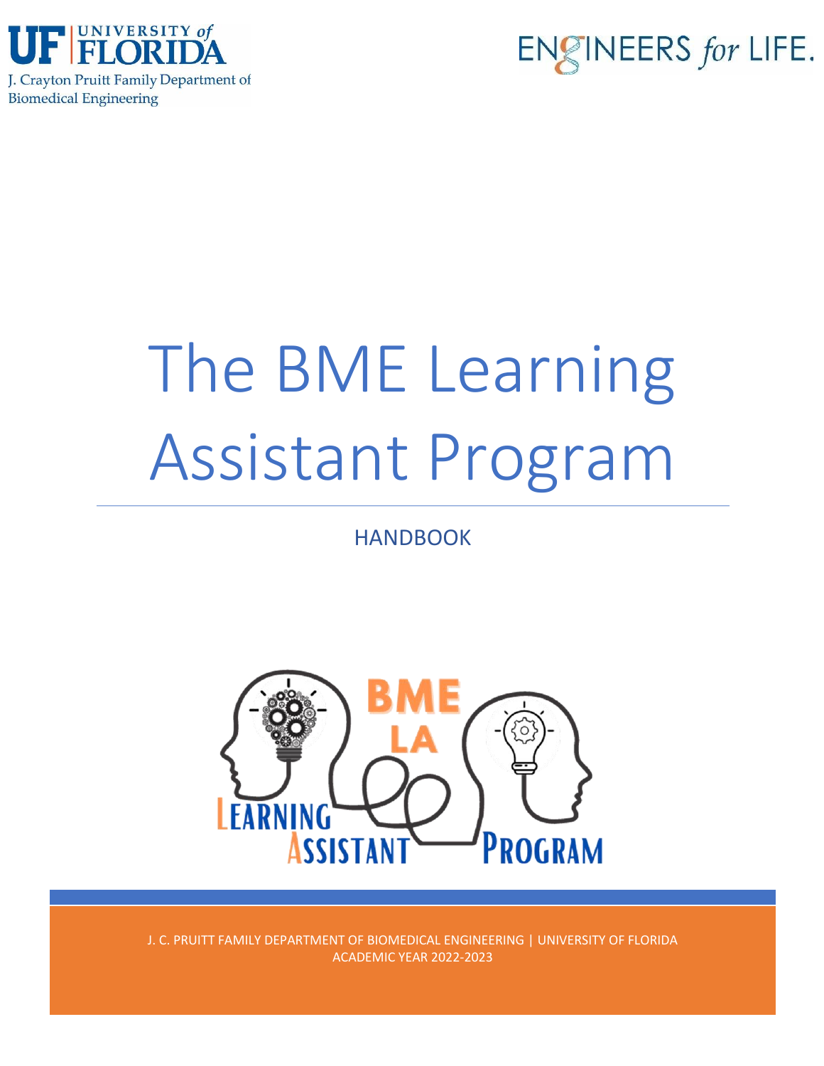UNIVERSITY of FLORIDA

J. Crayton Pruitt Family Department of Biomedical Engineering

ENGINEERS for LIFE.

# The BME Learning Assistant Program

HANDBOOK

J. C. PRUITT FAMILY DEPARTMENT OF BIOMEDICAL ENGINEERING | UNIVERSITY OF FLORIDA
ACADEMIC YEAR 2022-2023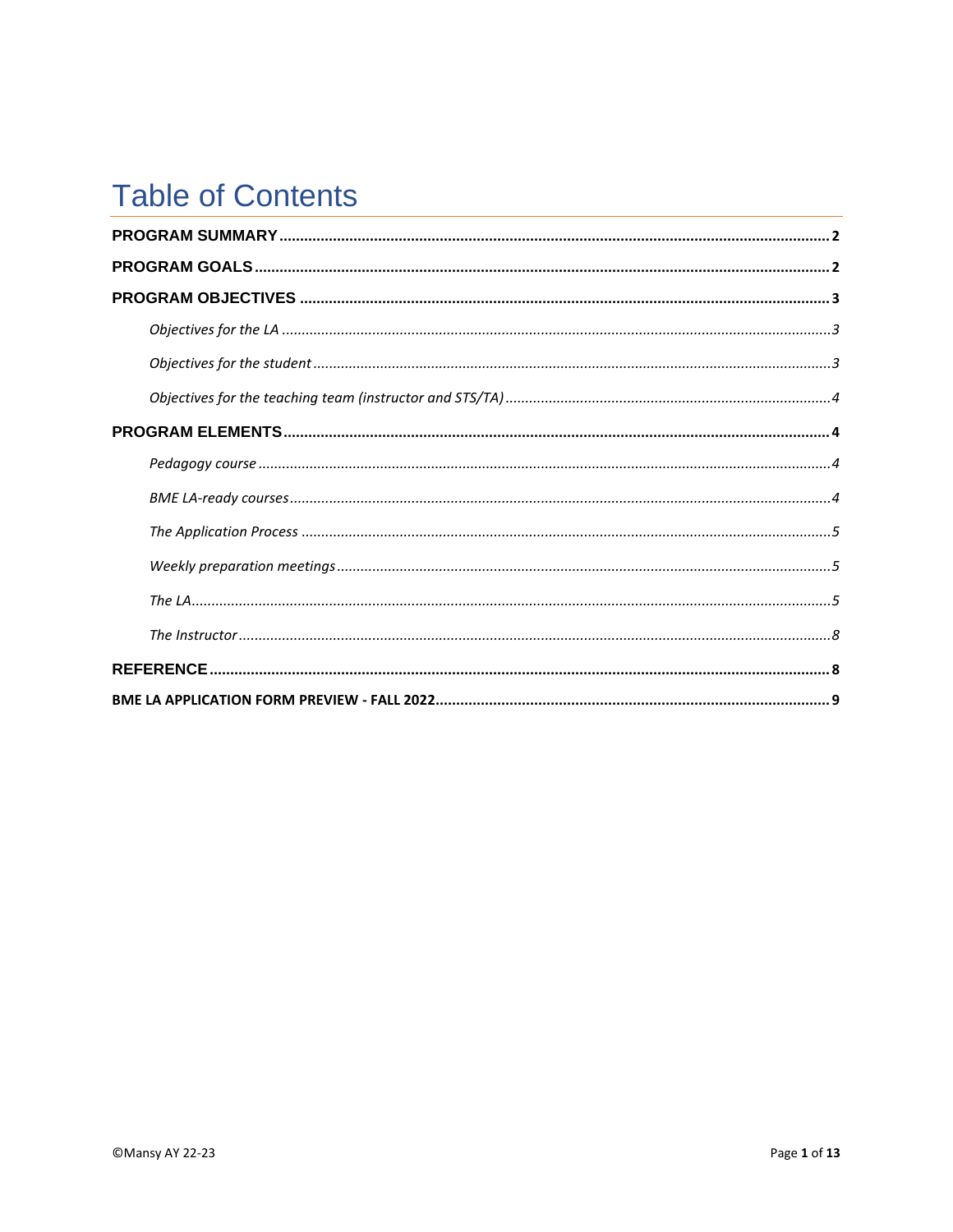# Table of Contents

**PROGRAM SUMMARY** ........................................................................................................................ **2**

**PROGRAM GOALS** ............................................................................................................................ **2**

**PROGRAM OBJECTIVES** ................................................................................................................... **3**

- *Objectives for the LA* ........................................................................................................................ *3*
- *Objectives for the student* ................................................................................................................. *3*
- *Objectives for the teaching team (instructor and STS/TA)* .................................................................. *4*

**PROGRAM ELEMENTS** ...................................................................................................................... **4**

- *Pedagogy course* .............................................................................................................................. *4*
- *BME LA-ready courses* ...................................................................................................................... *4*
- *The Application Process* ................................................................................................................... *5*
- *Weekly preparation meetings* ........................................................................................................... *5*
- *The LA* .............................................................................................................................................. *5*
- *The Instructor* ................................................................................................................................... *8*

**REFERENCE** ....................................................................................................................................... **8**

**BME LA APPLICATION FORM PREVIEW - FALL 2022** ........................................................................... **9**

©Mansy AY 22-23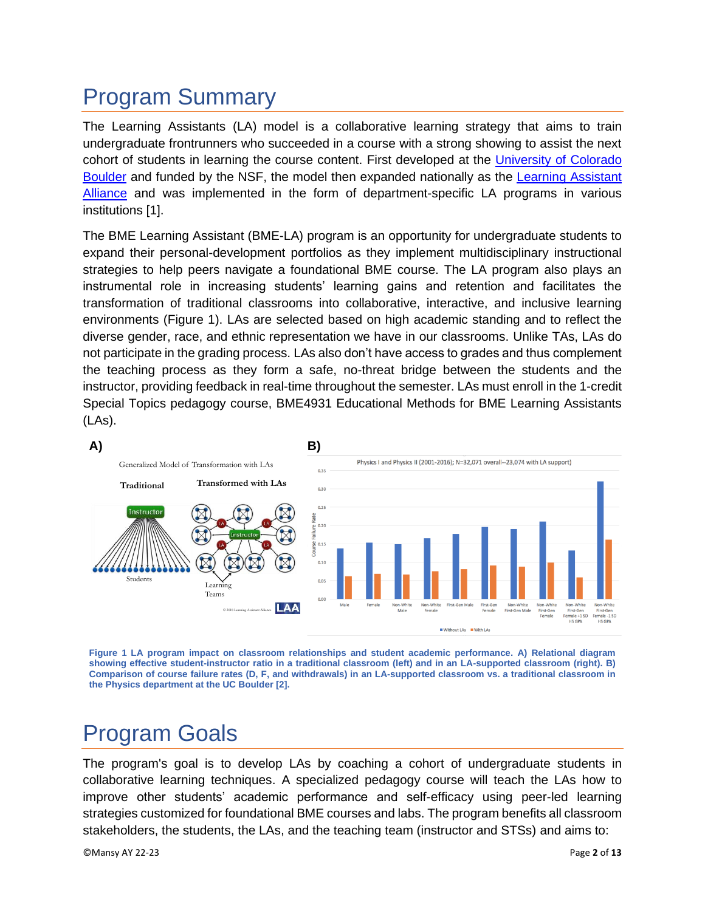# Program Summary

The Learning Assistants (LA) model is a collaborative learning strategy that aims to train undergraduate frontrunners who succeeded in a course with a strong showing to assist the next cohort of students in learning the course content. First developed at the University of Colorado Boulder and funded by the NSF, the model then expanded nationally as the Learning Assistant Alliance and was implemented in the form of department-specific LA programs in various institutions [1].

The BME Learning Assistant (BME-LA) program is an opportunity for undergraduate students to expand their personal-development portfolios as they implement multidisciplinary instructional strategies to help peers navigate a foundational BME course. The LA program also plays an instrumental role in increasing students' learning gains and retention and facilitates the transformation of traditional classrooms into collaborative, interactive, and inclusive learning environments (Figure 1). LAs are selected based on high academic standing and to reflect the diverse gender, race, and ethnic representation we have in our classrooms. Unlike TAs, LAs do not participate in the grading process. LAs also don't have access to grades and thus complement the teaching process as they form a safe, no-threat bridge between the students and the instructor, providing feedback in real-time throughout the semester. LAs must enroll in the 1-credit Special Topics pedagogy course, BME4931 Educational Methods for BME Learning Assistants (LAs).

**Figure 1 LA program impact on classroom relationships and student academic performance. A) Relational diagram showing effective student-instructor ratio in a traditional classroom (left) and in an LA-supported classroom (right). B) Comparison of course failure rates (D, F, and withdrawals) in an LA-supported classroom vs. a traditional classroom in the Physics department at the UC Boulder [2].**

# Program Goals

The program's goal is to develop LAs by coaching a cohort of undergraduate students in collaborative learning techniques. A specialized pedagogy course will teach the LAs how to improve other students' academic performance and self-efficacy using peer-led learning strategies customized for foundational BME courses and labs. The program benefits all classroom stakeholders, the students, the LAs, and the teaching team (instructor and STSs) and aims to: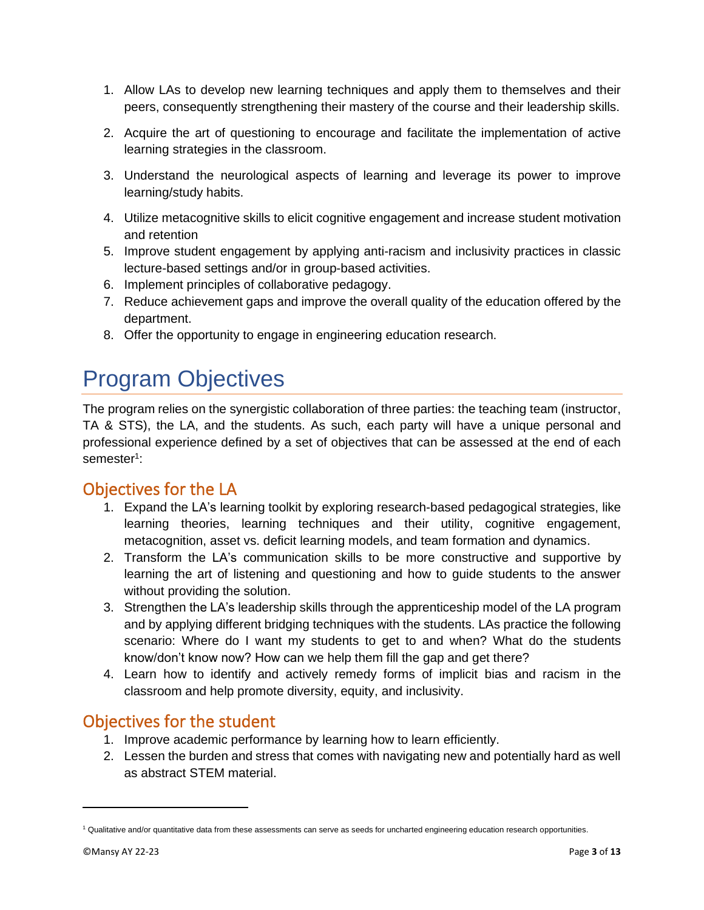1. Allow LAs to develop new learning techniques and apply them to themselves and their peers, consequently strengthening their mastery of the course and their leadership skills.
2. Acquire the art of questioning to encourage and facilitate the implementation of active learning strategies in the classroom.
3. Understand the neurological aspects of learning and leverage its power to improve learning/study habits.
4. Utilize metacognitive skills to elicit cognitive engagement and increase student motivation and retention
5. Improve student engagement by applying anti-racism and inclusivity practices in classic lecture-based settings and/or in group-based activities.
6. Implement principles of collaborative pedagogy.
7. Reduce achievement gaps and improve the overall quality of the education offered by the department.
8. Offer the opportunity to engage in engineering education research.

# Program Objectives

The program relies on the synergistic collaboration of three parties: the teaching team (instructor, TA & STS), the LA, and the students. As such, each party will have a unique personal and professional experience defined by a set of objectives that can be assessed at the end of each semester[1]:

## Objectives for the LA

1. Expand the LA's learning toolkit by exploring research-based pedagogical strategies, like learning theories, learning techniques and their utility, cognitive engagement, metacognition, asset vs. deficit learning models, and team formation and dynamics.
2. Transform the LA's communication skills to be more constructive and supportive by learning the art of listening and questioning and how to guide students to the answer without providing the solution.
3. Strengthen the LA's leadership skills through the apprenticeship model of the LA program and by applying different bridging techniques with the students. LAs practice the following scenario: Where do I want my students to get to and when? What do the students know/don't know now? How can we help them fill the gap and get there?
4. Learn how to identify and actively remedy forms of implicit bias and racism in the classroom and help promote diversity, equity, and inclusivity.

## Objectives for the student

1. Improve academic performance by learning how to learn efficiently.
2. Lessen the burden and stress that comes with navigating new and potentially hard as well as abstract STEM material.

[1] Qualitative and/or quantitative data from these assessments can serve as seeds for uncharted engineering education research opportunities.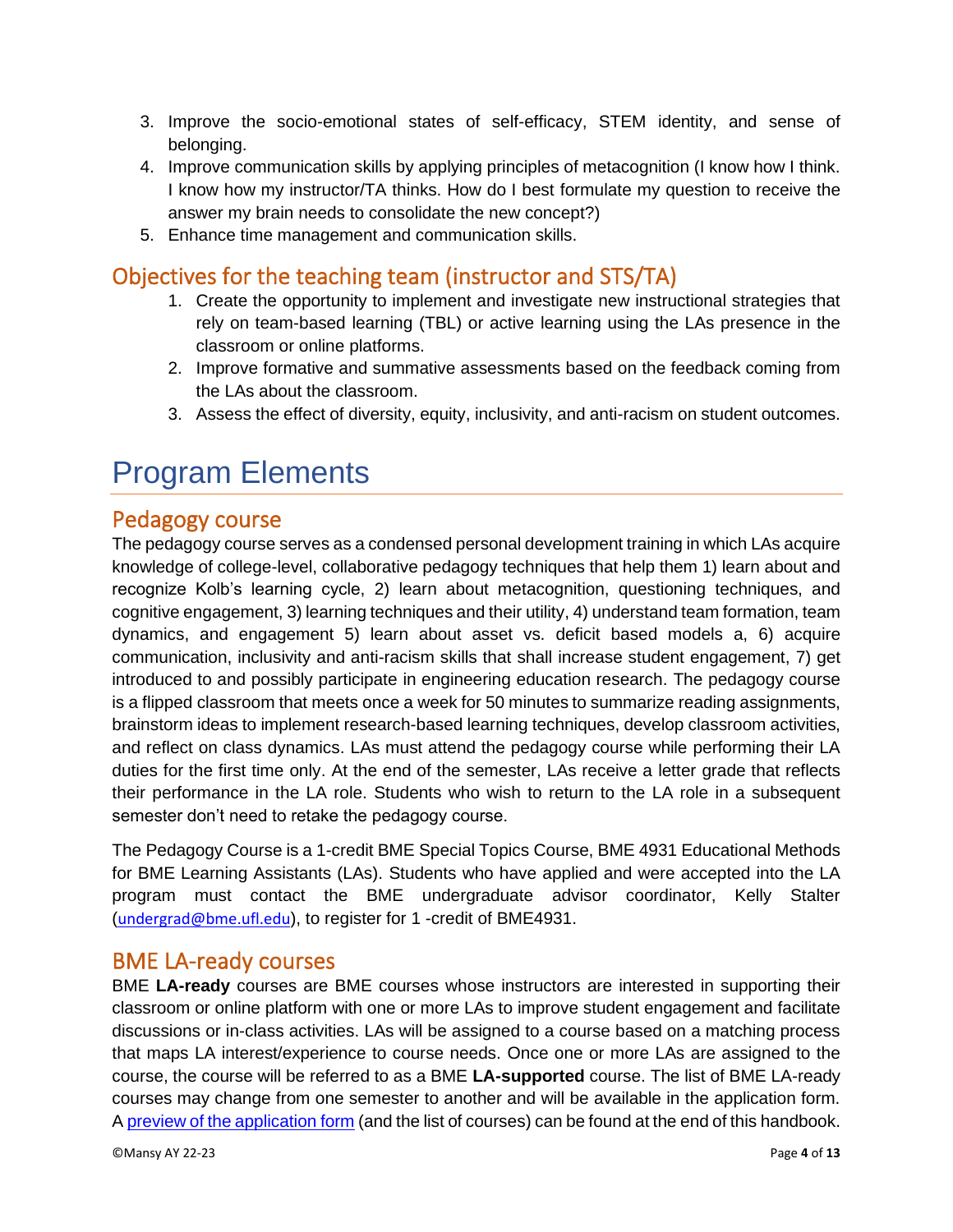3. Improve the socio-emotional states of self-efficacy, STEM identity, and sense of belonging.
4. Improve communication skills by applying principles of metacognition (I know how I think. I know how my instructor/TA thinks. How do I best formulate my question to receive the answer my brain needs to consolidate the new concept?)
5. Enhance time management and communication skills.

## Objectives for the teaching team (instructor and STS/TA)

1. Create the opportunity to implement and investigate new instructional strategies that rely on team-based learning (TBL) or active learning using the LAs presence in the classroom or online platforms.
2. Improve formative and summative assessments based on the feedback coming from the LAs about the classroom.
3. Assess the effect of diversity, equity, inclusivity, and anti-racism on student outcomes.

# Program Elements

## Pedagogy course

The pedagogy course serves as a condensed personal development training in which LAs acquire knowledge of college-level, collaborative pedagogy techniques that help them 1) learn about and recognize Kolb's learning cycle, 2) learn about metacognition, questioning techniques, and cognitive engagement, 3) learning techniques and their utility, 4) understand team formation, team dynamics, and engagement 5) learn about asset vs. deficit based models a, 6) acquire communication, inclusivity and anti-racism skills that shall increase student engagement, 7) get introduced to and possibly participate in engineering education research. The pedagogy course is a flipped classroom that meets once a week for 50 minutes to summarize reading assignments, brainstorm ideas to implement research-based learning techniques, develop classroom activities, and reflect on class dynamics. LAs must attend the pedagogy course while performing their LA duties for the first time only. At the end of the semester, LAs receive a letter grade that reflects their performance in the LA role. Students who wish to return to the LA role in a subsequent semester don't need to retake the pedagogy course.

The Pedagogy Course is a 1-credit BME Special Topics Course, BME 4931 Educational Methods for BME Learning Assistants (LAs). Students who have applied and were accepted into the LA program must contact the BME undergraduate advisor coordinator, Kelly Stalter (undergrad@bme.ufl.edu), to register for 1 -credit of BME4931.

## BME LA-ready courses

BME **LA-ready** courses are BME courses whose instructors are interested in supporting their classroom or online platform with one or more LAs to improve student engagement and facilitate discussions or in-class activities. LAs will be assigned to a course based on a matching process that maps LA interest/experience to course needs. Once one or more LAs are assigned to the course, the course will be referred to as a BME **LA-supported** course. The list of BME LA-ready courses may change from one semester to another and will be available in the application form. A preview of the application form (and the list of courses) can be found at the end of this handbook.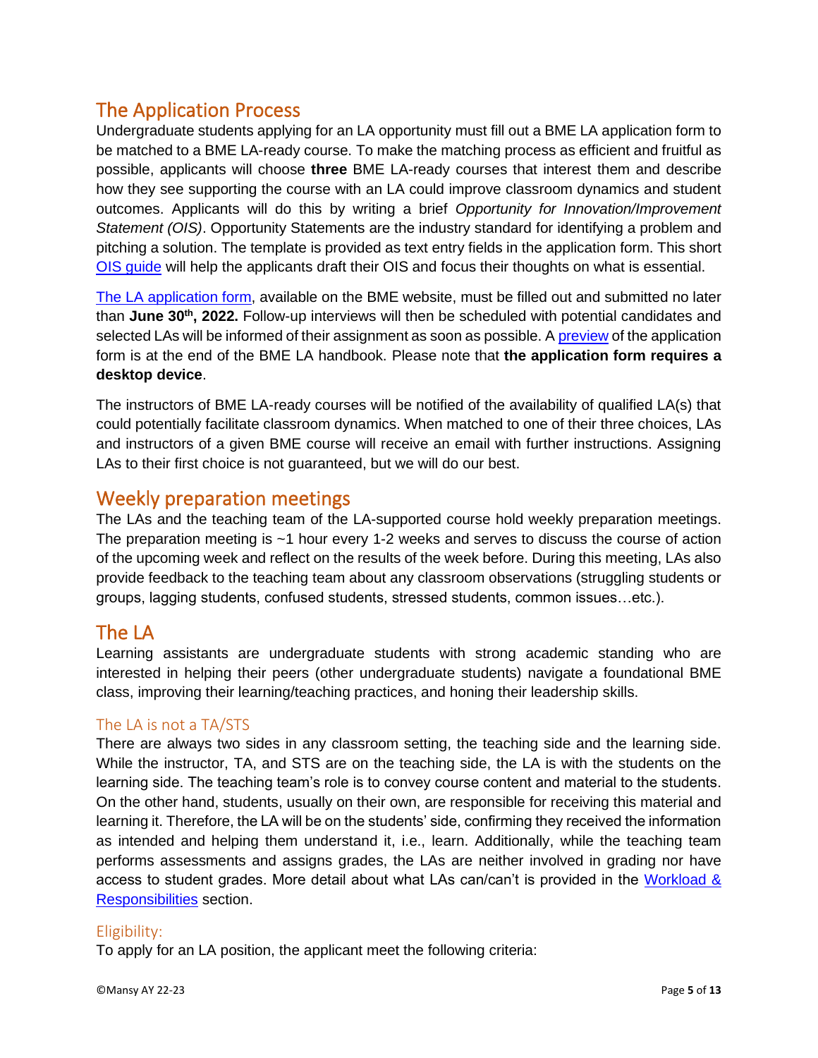## The Application Process

Undergraduate students applying for an LA opportunity must fill out a BME LA application form to be matched to a BME LA-ready course. To make the matching process as efficient and fruitful as possible, applicants will choose **three** BME LA-ready courses that interest them and describe how they see supporting the course with an LA could improve classroom dynamics and student outcomes. Applicants will do this by writing a brief *Opportunity for Innovation/Improvement Statement (OIS)*. Opportunity Statements are the industry standard for identifying a problem and pitching a solution. The template is provided as text entry fields in the application form. This short OIS guide will help the applicants draft their OIS and focus their thoughts on what is essential.

The LA application form, available on the BME website, must be filled out and submitted no later than **June 30th, 2022.** Follow-up interviews will then be scheduled with potential candidates and selected LAs will be informed of their assignment as soon as possible. A preview of the application form is at the end of the BME LA handbook. Please note that **the application form requires a desktop device**.

The instructors of BME LA-ready courses will be notified of the availability of qualified LA(s) that could potentially facilitate classroom dynamics. When matched to one of their three choices, LAs and instructors of a given BME course will receive an email with further instructions. Assigning LAs to their first choice is not guaranteed, but we will do our best.

## Weekly preparation meetings

The LAs and the teaching team of the LA-supported course hold weekly preparation meetings. The preparation meeting is ~1 hour every 1-2 weeks and serves to discuss the course of action of the upcoming week and reflect on the results of the week before. During this meeting, LAs also provide feedback to the teaching team about any classroom observations (struggling students or groups, lagging students, confused students, stressed students, common issues…etc.).

## The LA

Learning assistants are undergraduate students with strong academic standing who are interested in helping their peers (other undergraduate students) navigate a foundational BME class, improving their learning/teaching practices, and honing their leadership skills.

### The LA is not a TA/STS

There are always two sides in any classroom setting, the teaching side and the learning side. While the instructor, TA, and STS are on the teaching side, the LA is with the students on the learning side. The teaching team's role is to convey course content and material to the students. On the other hand, students, usually on their own, are responsible for receiving this material and learning it. Therefore, the LA will be on the students' side, confirming they received the information as intended and helping them understand it, i.e., learn. Additionally, while the teaching team performs assessments and assigns grades, the LAs are neither involved in grading nor have access to student grades. More detail about what LAs can/can't is provided in the Workload & Responsibilities section.

### Eligibility:

To apply for an LA position, the applicant meet the following criteria: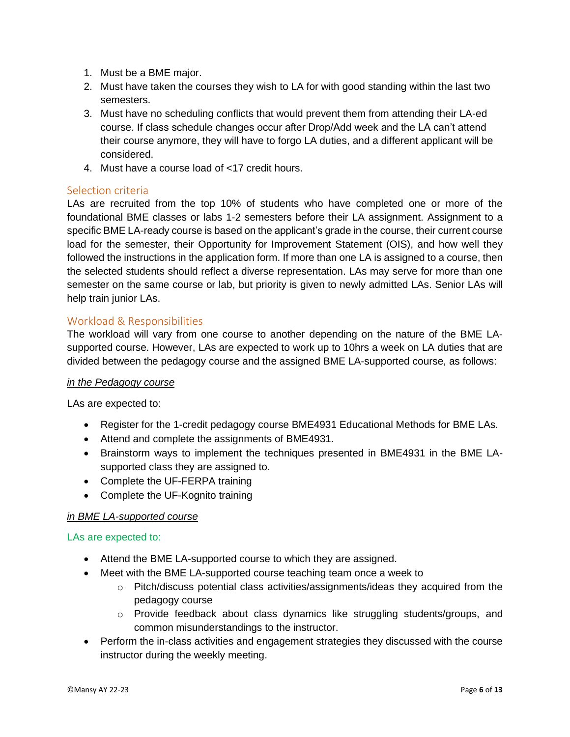1. Must be a BME major.
2. Must have taken the courses they wish to LA for with good standing within the last two semesters.
3. Must have no scheduling conflicts that would prevent them from attending their LA-ed course. If class schedule changes occur after Drop/Add week and the LA can't attend their course anymore, they will have to forgo LA duties, and a different applicant will be considered.
4. Must have a course load of <17 credit hours.

## Selection criteria

LAs are recruited from the top 10% of students who have completed one or more of the foundational BME classes or labs 1-2 semesters before their LA assignment. Assignment to a specific BME LA-ready course is based on the applicant's grade in the course, their current course load for the semester, their Opportunity for Improvement Statement (OIS), and how well they followed the instructions in the application form. If more than one LA is assigned to a course, then the selected students should reflect a diverse representation. LAs may serve for more than one semester on the same course or lab, but priority is given to newly admitted LAs. Senior LAs will help train junior LAs.

## Workload & Responsibilities

The workload will vary from one course to another depending on the nature of the BME LA-supported course. However, LAs are expected to work up to 10hrs a week on LA duties that are divided between the pedagogy course and the assigned BME LA-supported course, as follows:

***in the Pedagogy course***

LAs are expected to:

- Register for the 1-credit pedagogy course BME4931 Educational Methods for BME LAs.
- Attend and complete the assignments of BME4931.
- Brainstorm ways to implement the techniques presented in BME4931 in the BME LA-supported class they are assigned to.
- Complete the UF-FERPA training
- Complete the UF-Kognito training

***in BME LA-supported course***

LAs are expected to:

- Attend the BME LA-supported course to which they are assigned.
- Meet with the BME LA-supported course teaching team once a week to
  - Pitch/discuss potential class activities/assignments/ideas they acquired from the pedagogy course
  - Provide feedback about class dynamics like struggling students/groups, and common misunderstandings to the instructor.
- Perform the in-class activities and engagement strategies they discussed with the course instructor during the weekly meeting.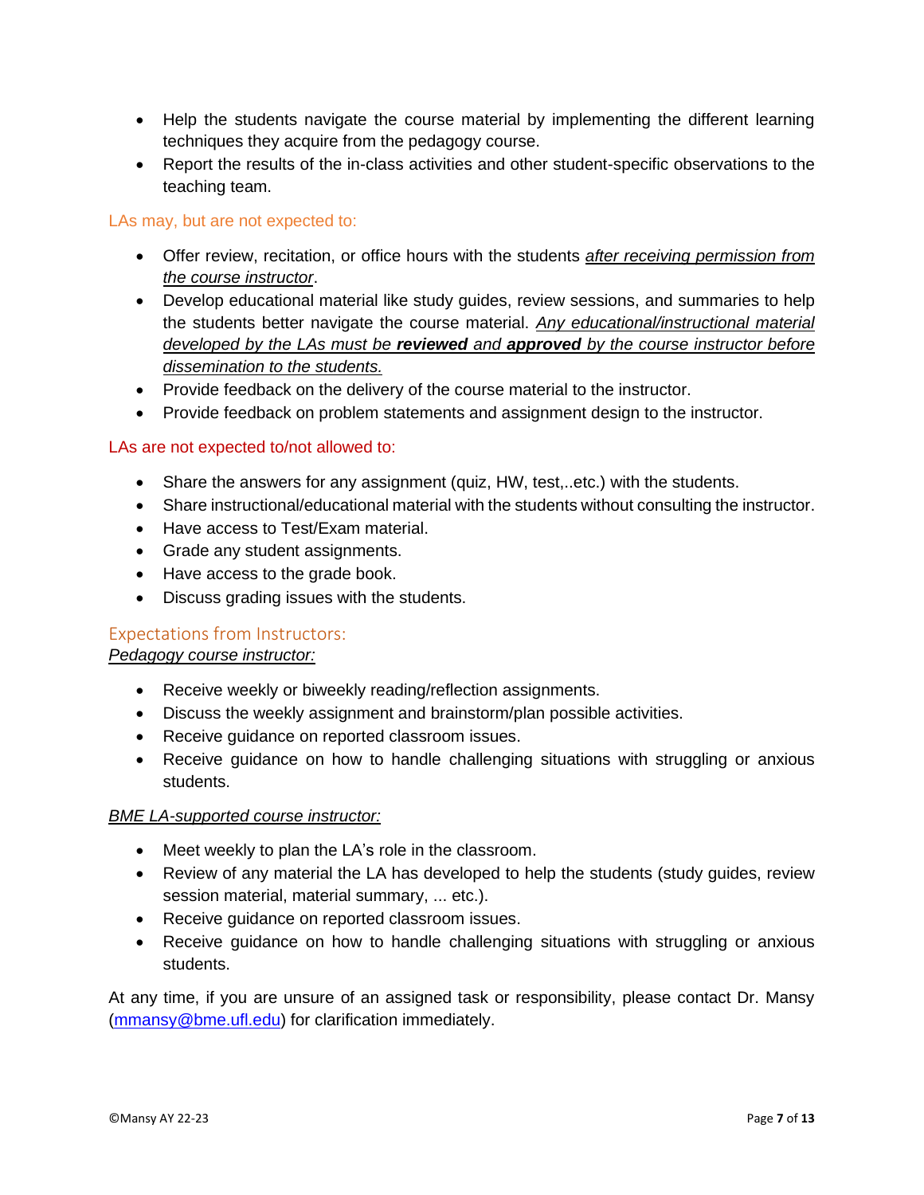- Help the students navigate the course material by implementing the different learning techniques they acquire from the pedagogy course.
- Report the results of the in-class activities and other student-specific observations to the teaching team.

### LAs may, but are not expected to:

- Offer review, recitation, or office hours with the students ***after receiving permission from the course instructor***.
- Develop educational material like study guides, review sessions, and summaries to help the students better navigate the course material. *Any educational/instructional material developed by the LAs must be* ***reviewed*** *and* ***approved*** *by the course instructor before dissemination to the students.*
- Provide feedback on the delivery of the course material to the instructor.
- Provide feedback on problem statements and assignment design to the instructor.

### LAs are not expected to/not allowed to:

- Share the answers for any assignment (quiz, HW, test,..etc.) with the students.
- Share instructional/educational material with the students without consulting the instructor.
- Have access to Test/Exam material.
- Grade any student assignments.
- Have access to the grade book.
- Discuss grading issues with the students.

## Expectations from Instructors:

*Pedagogy course instructor:*

- Receive weekly or biweekly reading/reflection assignments.
- Discuss the weekly assignment and brainstorm/plan possible activities.
- Receive guidance on reported classroom issues.
- Receive guidance on how to handle challenging situations with struggling or anxious students.

*BME LA-supported course instructor:*

- Meet weekly to plan the LA's role in the classroom.
- Review of any material the LA has developed to help the students (study guides, review session material, material summary, ... etc.).
- Receive guidance on reported classroom issues.
- Receive guidance on how to handle challenging situations with struggling or anxious students.

At any time, if you are unsure of an assigned task or responsibility, please contact Dr. Mansy (mmansy@bme.ufl.edu) for clarification immediately.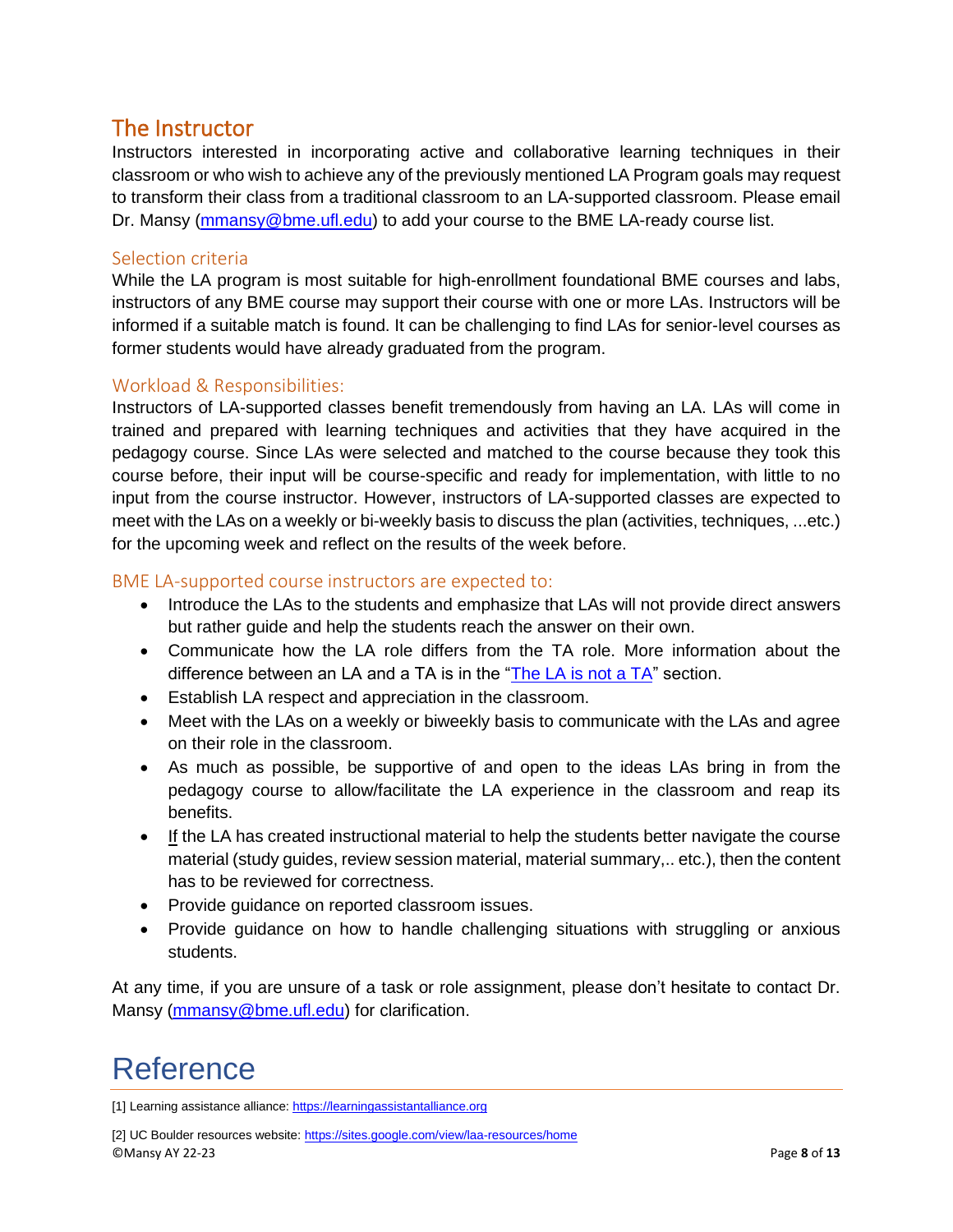## The Instructor

Instructors interested in incorporating active and collaborative learning techniques in their classroom or who wish to achieve any of the previously mentioned LA Program goals may request to transform their class from a traditional classroom to an LA-supported classroom. Please email Dr. Mansy ([mmansy@bme.ufl.edu](mailto:mmansy@bme.ufl.edu)) to add your course to the BME LA-ready course list.

### Selection criteria

While the LA program is most suitable for high-enrollment foundational BME courses and labs, instructors of any BME course may support their course with one or more LAs. Instructors will be informed if a suitable match is found. It can be challenging to find LAs for senior-level courses as former students would have already graduated from the program.

### Workload & Responsibilities:

Instructors of LA-supported classes benefit tremendously from having an LA. LAs will come in trained and prepared with learning techniques and activities that they have acquired in the pedagogy course. Since LAs were selected and matched to the course because they took this course before, their input will be course-specific and ready for implementation, with little to no input from the course instructor. However, instructors of LA-supported classes are expected to meet with the LAs on a weekly or bi-weekly basis to discuss the plan (activities, techniques, ...etc.) for the upcoming week and reflect on the results of the week before.

### BME LA-supported course instructors are expected to:

- Introduce the LAs to the students and emphasize that LAs will not provide direct answers but rather guide and help the students reach the answer on their own.
- Communicate how the LA role differs from the TA role. More information about the difference between an LA and a TA is in the "The LA is not a TA" section.
- Establish LA respect and appreciation in the classroom.
- Meet with the LAs on a weekly or biweekly basis to communicate with the LAs and agree on their role in the classroom.
- As much as possible, be supportive of and open to the ideas LAs bring in from the pedagogy course to allow/facilitate the LA experience in the classroom and reap its benefits.
- <u>If</u> the LA has created instructional material to help the students better navigate the course material (study guides, review session material, material summary,.. etc.), then the content has to be reviewed for correctness.
- Provide guidance on reported classroom issues.
- Provide guidance on how to handle challenging situations with struggling or anxious students.

At any time, if you are unsure of a task or role assignment, please don't hesitate to contact Dr. Mansy ([mmansy@bme.ufl.edu](mailto:mmansy@bme.ufl.edu)) for clarification.

# Reference

[1] Learning assistance alliance: https://learningassistantalliance.org

[2] UC Boulder resources website: https://sites.google.com/view/laa-resources/home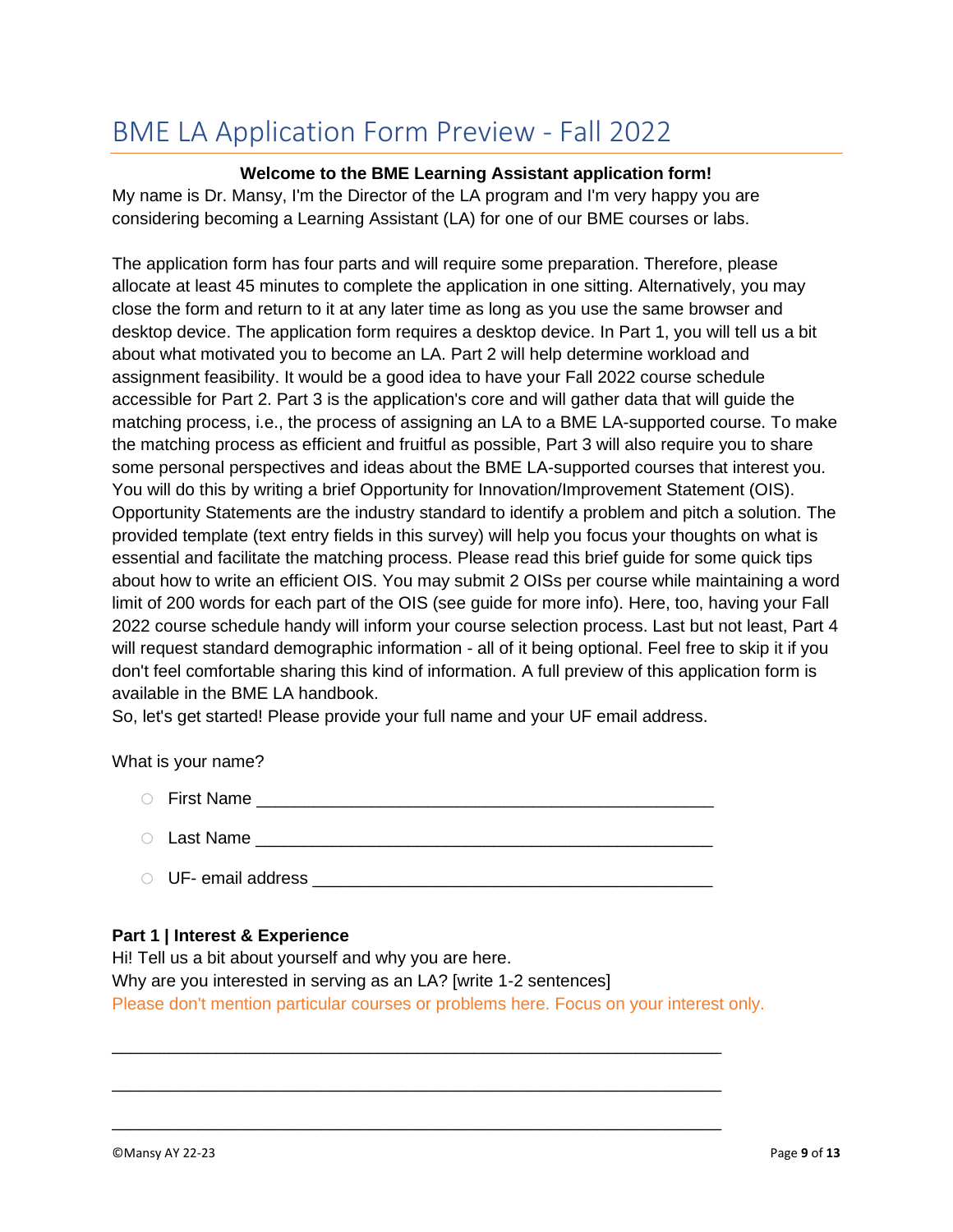# BME LA Application Form Preview - Fall 2022

**Welcome to the BME Learning Assistant application form!**

My name is Dr. Mansy, I'm the Director of the LA program and I'm very happy you are considering becoming a Learning Assistant (LA) for one of our BME courses or labs.

The application form has four parts and will require some preparation. Therefore, please allocate at least 45 minutes to complete the application in one sitting. Alternatively, you may close the form and return to it at any later time as long as you use the same browser and desktop device. The application form requires a desktop device. In Part 1, you will tell us a bit about what motivated you to become an LA. Part 2 will help determine workload and assignment feasibility. It would be a good idea to have your Fall 2022 course schedule accessible for Part 2. Part 3 is the application's core and will gather data that will guide the matching process, i.e., the process of assigning an LA to a BME LA-supported course. To make the matching process as efficient and fruitful as possible, Part 3 will also require you to share some personal perspectives and ideas about the BME LA-supported courses that interest you. You will do this by writing a brief Opportunity for Innovation/Improvement Statement (OIS). Opportunity Statements are the industry standard to identify a problem and pitch a solution. The provided template (text entry fields in this survey) will help you focus your thoughts on what is essential and facilitate the matching process. Please read this brief guide for some quick tips about how to write an efficient OIS. You may submit 2 OISs per course while maintaining a word limit of 200 words for each part of the OIS (see guide for more info). Here, too, having your Fall 2022 course schedule handy will inform your course selection process. Last but not least, Part 4 will request standard demographic information - all of it being optional. Feel free to skip it if you don't feel comfortable sharing this kind of information. A full preview of this application form is available in the BME LA handbook.

So, let's get started! Please provide your full name and your UF email address.

What is your name?

- First Name ________________________________________________
- Last Name ________________________________________________
- UF- email address ________________________________________________

**Part 1 | Interest & Experience**

Hi! Tell us a bit about yourself and why you are here.

Why are you interested in serving as an LA? [write 1-2 sentences]

Please don't mention particular courses or problems here. Focus on your interest only.

________________________________________________________________

________________________________________________________________

________________________________________________________________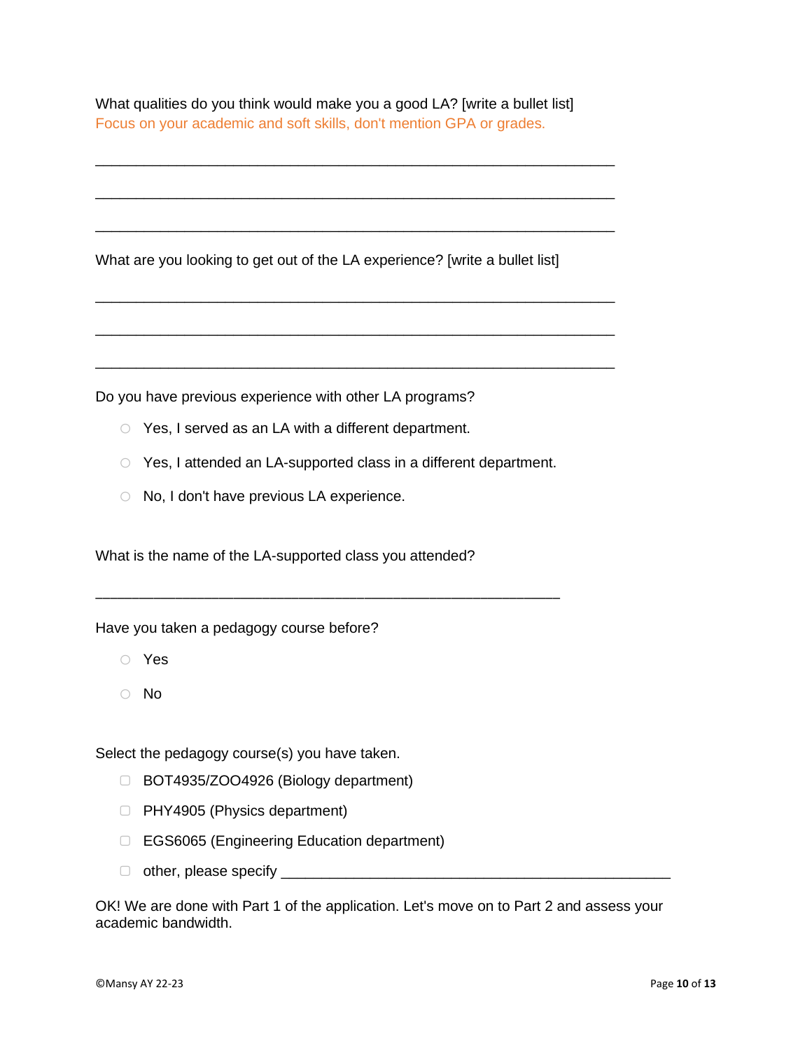What qualities do you think would make you a good LA? [write a bullet list]
Focus on your academic and soft skills, don't mention GPA or grades.

______________________________________________________________

______________________________________________________________

______________________________________________________________

What are you looking to get out of the LA experience? [write a bullet list]

______________________________________________________________

______________________________________________________________

______________________________________________________________

Do you have previous experience with other LA programs?

- ○ Yes, I served as an LA with a different department.
- ○ Yes, I attended an LA-supported class in a different department.
- ○ No, I don't have previous LA experience.

What is the name of the LA-supported class you attended?

________________________________________________________

Have you taken a pedagogy course before?

- ○ Yes
- ○ No

Select the pedagogy course(s) you have taken.

- ☐ BOT4935/ZOO4926 (Biology department)
- ☐ PHY4905 (Physics department)
- ☐ EGS6065 (Engineering Education department)
- ☐ other, please specify ________________________________________

OK! We are done with Part 1 of the application. Let's move on to Part 2 and assess your academic bandwidth.

©Mansy AY 22-23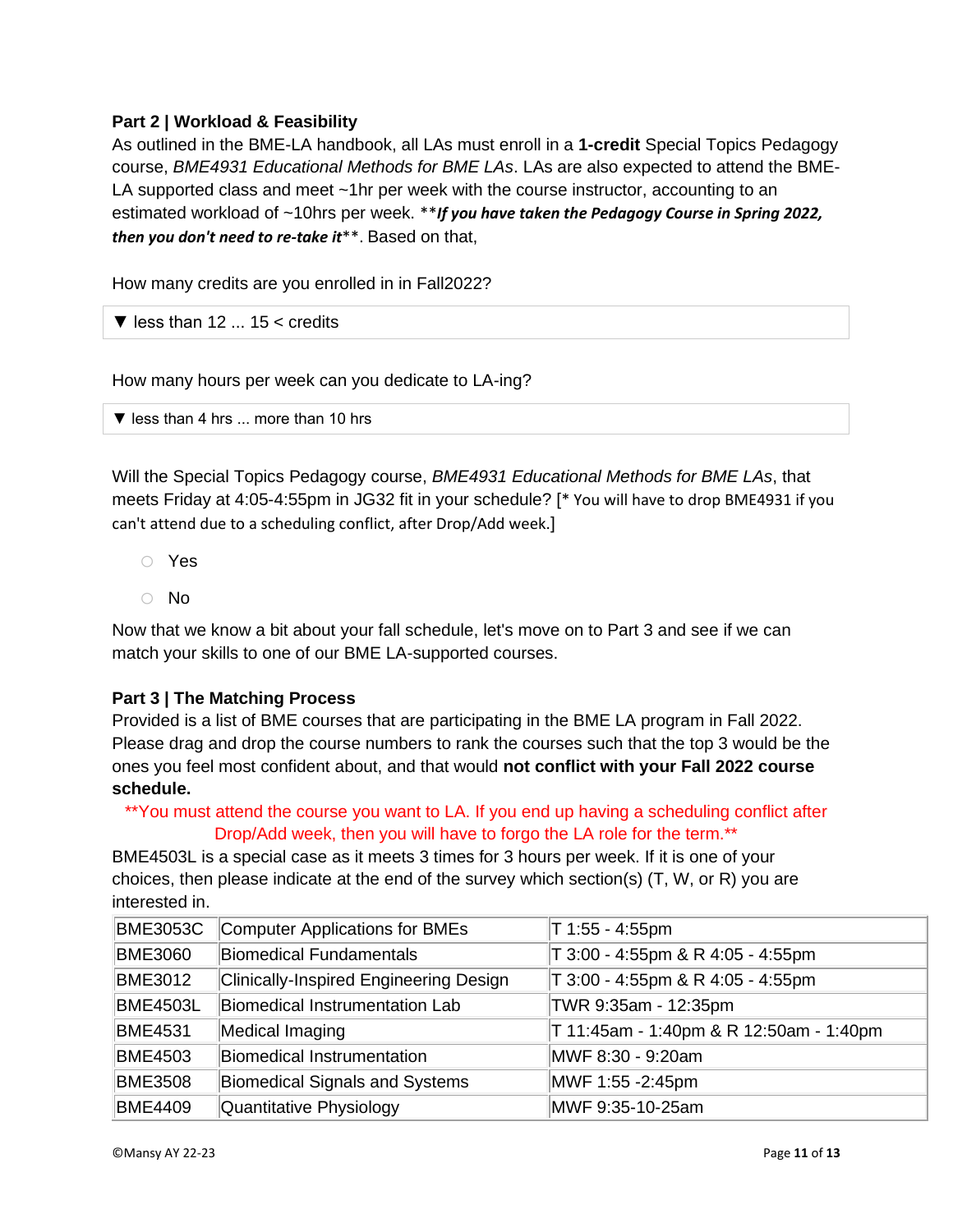**Part 2 | Workload & Feasibility**

As outlined in the BME-LA handbook, all LAs must enroll in a **1-credit** Special Topics Pedagogy course, *BME4931 Educational Methods for BME LAs*. LAs are also expected to attend the BME-LA supported class and meet ~1hr per week with the course instructor, accounting to an estimated workload of ~10hrs per week. ***If you have taken the Pedagogy Course in Spring 2022, then you don't need to re-take it***. Based on that,

How many credits are you enrolled in in Fall2022?

▼ less than 12 ... 15 < credits

How many hours per week can you dedicate to LA-ing?

▼ less than 4 hrs ... more than 10 hrs

Will the Special Topics Pedagogy course, *BME4931 Educational Methods for BME LAs*, that meets Friday at 4:05-4:55pm in JG32 fit in your schedule? [* You will have to drop BME4931 if you can't attend due to a scheduling conflict, after Drop/Add week.]

- ○ Yes
- ○ No

Now that we know a bit about your fall schedule, let's move on to Part 3 and see if we can match your skills to one of our BME LA-supported courses.

**Part 3 | The Matching Process**

Provided is a list of BME courses that are participating in the BME LA program in Fall 2022. Please drag and drop the course numbers to rank the courses such that the top 3 would be the ones you feel most confident about, and that would **not conflict with your Fall 2022 course schedule.**

**You must attend the course you want to LA. If you end up having a scheduling conflict after Drop/Add week, then you will have to forgo the LA role for the term.**

BME4503L is a special case as it meets 3 times for 3 hours per week. If it is one of your choices, then please indicate at the end of the survey which section(s) (T, W, or R) you are interested in.

| | | |
|---|---|---|
| BME3053C | Computer Applications for BMEs | T 1:55 - 4:55pm |
| BME3060 | Biomedical Fundamentals | T 3:00 - 4:55pm & R 4:05 - 4:55pm |
| BME3012 | Clinically-Inspired Engineering Design | T 3:00 - 4:55pm & R 4:05 - 4:55pm |
| BME4503L | Biomedical Instrumentation Lab | TWR 9:35am - 12:35pm |
| BME4531 | Medical Imaging | T 11:45am - 1:40pm & R 12:50am - 1:40pm |
| BME4503 | Biomedical Instrumentation | MWF 8:30 - 9:20am |
| BME3508 | Biomedical Signals and Systems | MWF 1:55 -2:45pm |
| BME4409 | Quantitative Physiology | MWF 9:35-10-25am |

©Mansy AY 22-23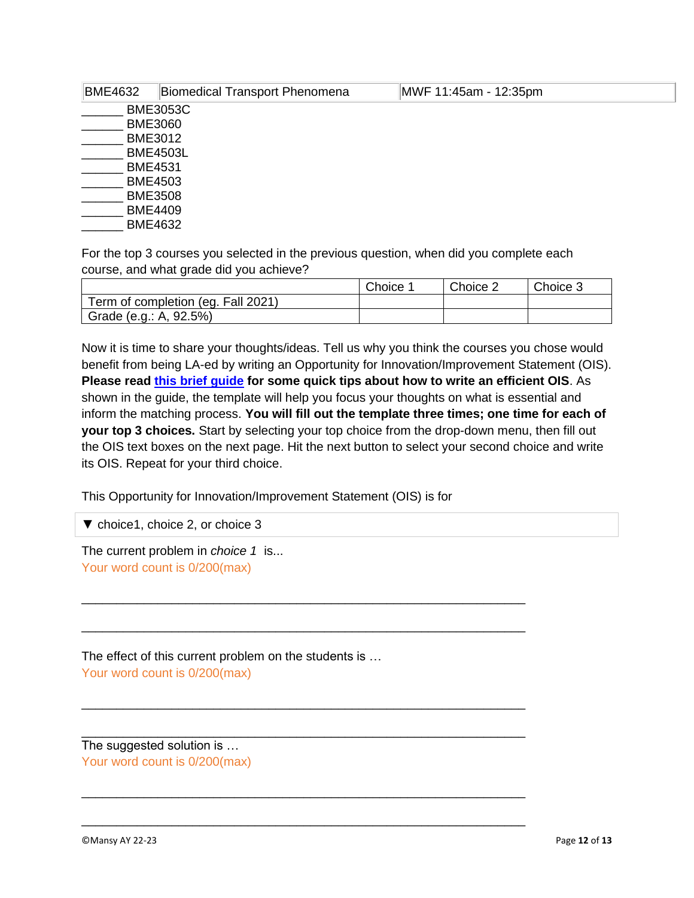| BME4632 | Biomedical Transport Phenomena | MWF 11:45am - 12:35pm |
|---|---|---|

______ BME3053C
______ BME3060
______ BME3012
______ BME4503L
______ BME4531
______ BME4503
______ BME3508
______ BME4409
______ BME4632

For the top 3 courses you selected in the previous question, when did you complete each course, and what grade did you achieve?

| | Choice 1 | Choice 2 | Choice 3 |
|---|---|---|---|
| Term of completion (eg. Fall 2021) | | | |
| Grade (e.g.: A, 92.5%) | | | |

Now it is time to share your thoughts/ideas. Tell us why you think the courses you chose would benefit from being LA-ed by writing an Opportunity for Innovation/Improvement Statement (OIS). **Please read this brief guide for some quick tips about how to write an efficient OIS**. As shown in the guide, the template will help you focus your thoughts on what is essential and inform the matching process. **You will fill out the template three times; one time for each of your top 3 choices.** Start by selecting your top choice from the drop-down menu, then fill out the OIS text boxes on the next page. Hit the next button to select your second choice and write its OIS. Repeat for your third choice.

This Opportunity for Innovation/Improvement Statement (OIS) is for

▼ choice1, choice 2, or choice 3

The current problem in *choice 1* is...
Your word count is 0/200(max)

________________________________________________________________

________________________________________________________________

The effect of this current problem on the students is …
Your word count is 0/200(max)

________________________________________________________________

________________________________________________________________

The suggested solution is …
Your word count is 0/200(max)

________________________________________________________________

________________________________________________________________

©Mansy AY 22-23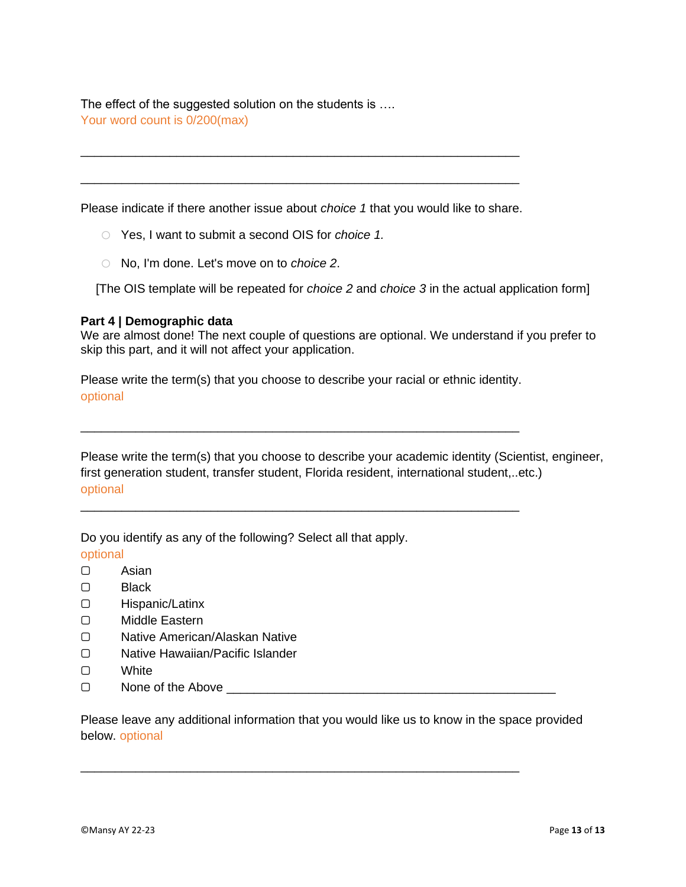The effect of the suggested solution on the students is ….
Your word count is 0/200(max)

\_\_\_\_\_\_\_\_\_\_\_\_\_\_\_\_\_\_\_\_\_\_\_\_\_\_\_\_\_\_\_\_\_\_\_\_\_\_\_\_\_\_\_\_\_\_\_\_\_\_\_\_\_\_\_\_\_\_\_\_\_\_\_

\_\_\_\_\_\_\_\_\_\_\_\_\_\_\_\_\_\_\_\_\_\_\_\_\_\_\_\_\_\_\_\_\_\_\_\_\_\_\_\_\_\_\_\_\_\_\_\_\_\_\_\_\_\_\_\_\_\_\_\_\_\_\_

Please indicate if there another issue about *choice 1* that you would like to share.

- ○ Yes, I want to submit a second OIS for *choice 1.*
- ○ No, I'm done. Let's move on to *choice 2*.

[The OIS template will be repeated for *choice 2* and *choice 3* in the actual application form]

**Part 4 | Demographic data**
We are almost done! The next couple of questions are optional. We understand if you prefer to skip this part, and it will not affect your application.

Please write the term(s) that you choose to describe your racial or ethnic identity.
optional

\_\_\_\_\_\_\_\_\_\_\_\_\_\_\_\_\_\_\_\_\_\_\_\_\_\_\_\_\_\_\_\_\_\_\_\_\_\_\_\_\_\_\_\_\_\_\_\_\_\_\_\_\_\_\_\_\_\_\_\_\_\_\_

Please write the term(s) that you choose to describe your academic identity (Scientist, engineer, first generation student, transfer student, Florida resident, international student,..etc.)
optional

\_\_\_\_\_\_\_\_\_\_\_\_\_\_\_\_\_\_\_\_\_\_\_\_\_\_\_\_\_\_\_\_\_\_\_\_\_\_\_\_\_\_\_\_\_\_\_\_\_\_\_\_\_\_\_\_\_\_\_\_\_\_\_

Do you identify as any of the following? Select all that apply.
optional

- ☐ Asian
- ☐ Black
- ☐ Hispanic/Latinx
- ☐ Middle Eastern
- ☐ Native American/Alaskan Native
- ☐ Native Hawaiian/Pacific Islander
- ☐ White
- ☐ None of the Above \_\_\_\_\_\_\_\_\_\_\_\_\_\_\_\_\_\_\_\_\_\_\_\_\_\_\_\_\_\_\_\_\_\_\_\_\_\_\_\_\_\_\_\_\_\_\_\_

Please leave any additional information that you would like us to know in the space provided below. optional

\_\_\_\_\_\_\_\_\_\_\_\_\_\_\_\_\_\_\_\_\_\_\_\_\_\_\_\_\_\_\_\_\_\_\_\_\_\_\_\_\_\_\_\_\_\_\_\_\_\_\_\_\_\_\_\_\_\_\_\_\_\_\_